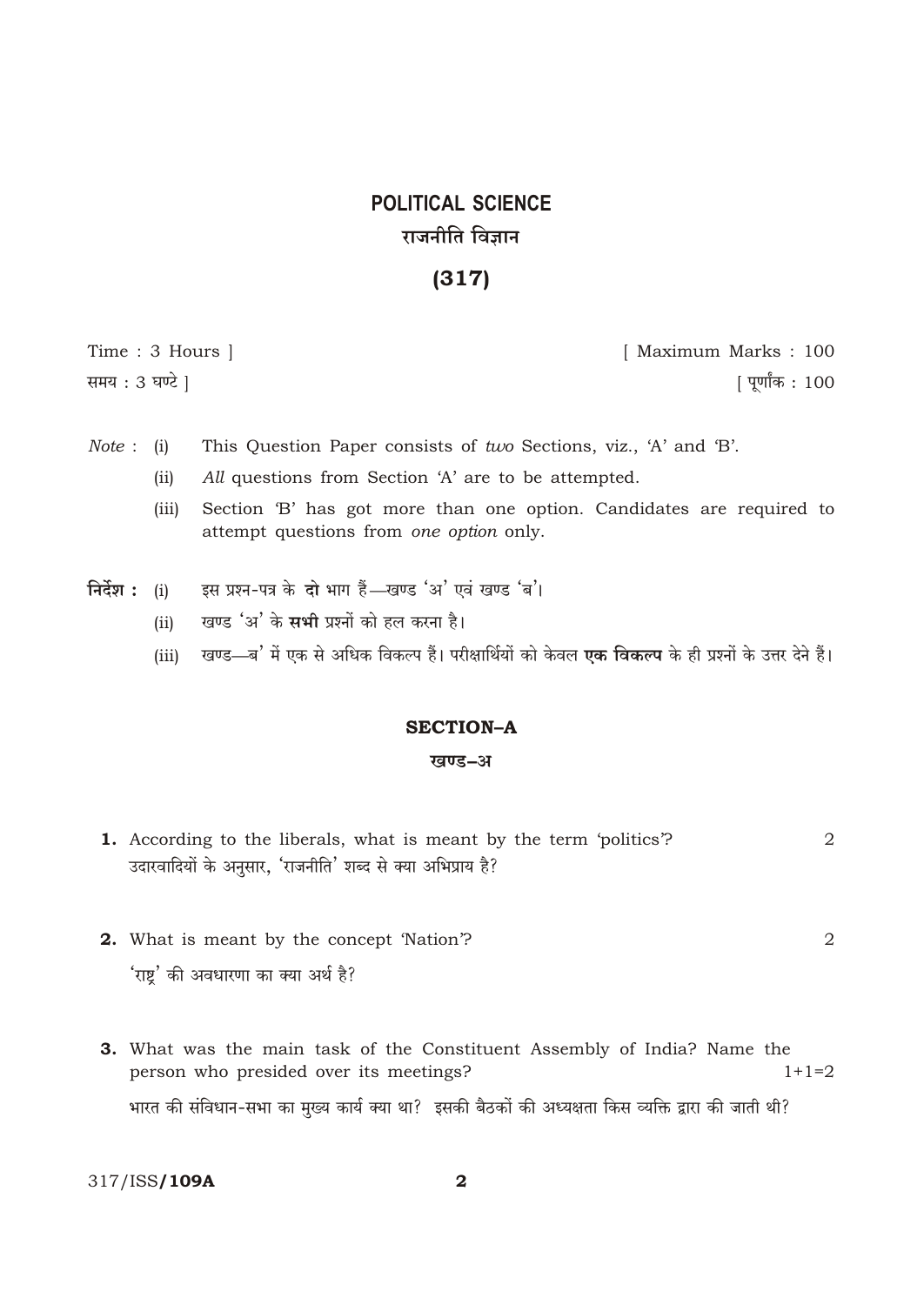# POLITICAL SCIENCE

## राजनीति विज्ञान

## (317)

Time : 3 Hours ] [ Maximum Marks : 100

समय : 3 घण्टे ] [ पूर्णांक : 100

*Note* : (i) This Question Paper consists of *two* Sections, viz., 'A' and 'B'.

(ii) *All* questions from Section 'A' are to be attempted.

(iii) Section 'B' has got more than one option. Candidates are required to attempt questions from *one option* only.

**निर्देश :** (i) इस प्रश्न-पत्र के **दो** भाग हैं—खण्ड 'अ' एवं खण्ड 'ब'।

(ii) खण्ड 'अ' के **सभी** प्रश्नों को हल करना है।

(iii) खण्ड—ब' में एक से अधिक विकल्प हैं। परीक्षार्थियों को केवल **एक विकल्प** के ही प्रश्नों के उत्तर देने हैं।

### SECTION–A

### खण्ड–अ

**1.** According to the liberals, what is meant by the term 'politics'? 2

उदारवादियों के अनुसार, 'राजनीति' शब्द से क्या अभिप्राय है?

**2.** What is meant by the concept 'Nation'? 2

'राष्ट्र' की अवधारणा का क्या अर्थ है?

**3.** What was the main task of the Constituent Assembly of India? Name the person who presided over its meetings? 1+1=2

भारत की संविधान-सभा का मुख्य कार्य क्या था? इसकी बैठकों की अध्यक्षता किस व्यक्ति द्वारा की जाती थी?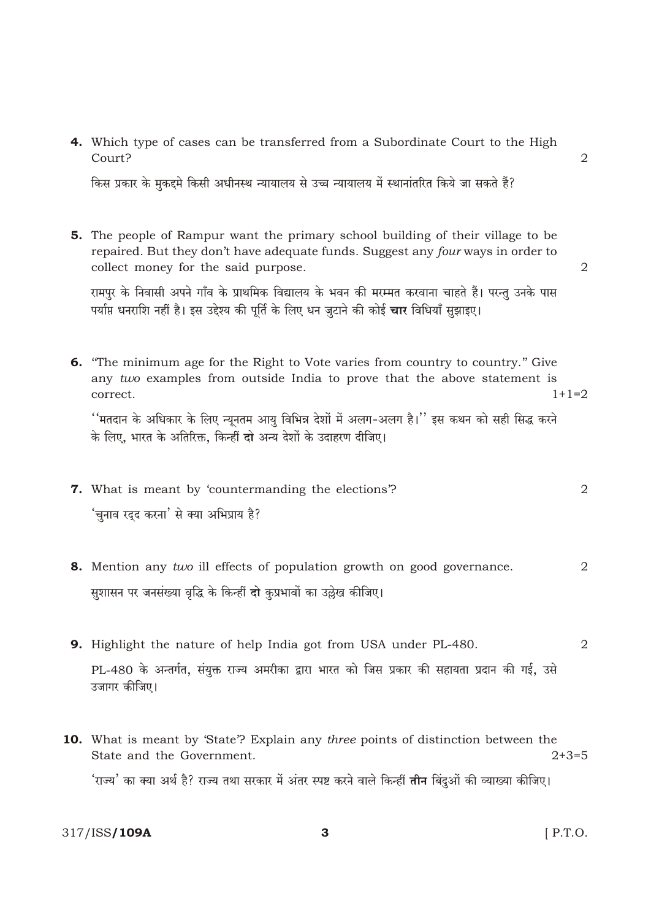**4.** Which type of cases can be transferred from a Subordinate Court to the High Court? 2

किस प्रकार के मुकद्दमे किसी अधीनस्थ न्यायालय से उच्च न्यायालय में स्थानांतरित किये जा सकते हैं?

**5.** The people of Rampur want the primary school building of their village to be repaired. But they don't have adequate funds. Suggest any *four* ways in order to collect money for the said purpose. 2

रामपुर के निवासी अपने गाँव के प्राथमिक विद्यालय के भवन की मरम्मत करवाना चाहते हैं। परन्तु उनके पास पर्याप्त धनराशि नहीं है। इस उद्देश्य की पूर्ति के लिए धन जुटाने की कोई **चार** विधियाँ सुझाइए।

**6.** "The minimum age for the Right to Vote varies from country to country." Give any *two* examples from outside India to prove that the above statement is correct. 1+1=2

''मतदान के अधिकार के लिए न्यूनतम आयु विभिन्न देशों में अलग-अलग है।'' इस कथन को सही सिद्ध करने के लिए, भारत के अतिरिक्त, किन्हीं **दो** अन्य देशों के उदाहरण दीजिए।

**7.** What is meant by 'countermanding the elections'? 2

'चुनाव रद्द करना' से क्या अभिप्राय है?

**8.** Mention any *two* ill effects of population growth on good governance. 2

सुशासन पर जनसंख्या वृद्धि के किन्हीं **दो** कुप्रभावों का उल्लेख कीजिए।

**9.** Highlight the nature of help India got from USA under PL-480. 2

PL-480 के अन्तर्गत, संयुक्त राज्य अमरीका द्वारा भारत को जिस प्रकार की सहायता प्रदान की गई, उसे उजागर कीजिए।

**10.** What is meant by 'State'? Explain any *three* points of distinction between the State and the Government. 2+3=5

'राज्य' का क्या अर्थ है? राज्य तथा सरकार में अंतर स्पष्ट करने वाले किन्हीं **तीन** बिंदुओं की व्याख्या कीजिए।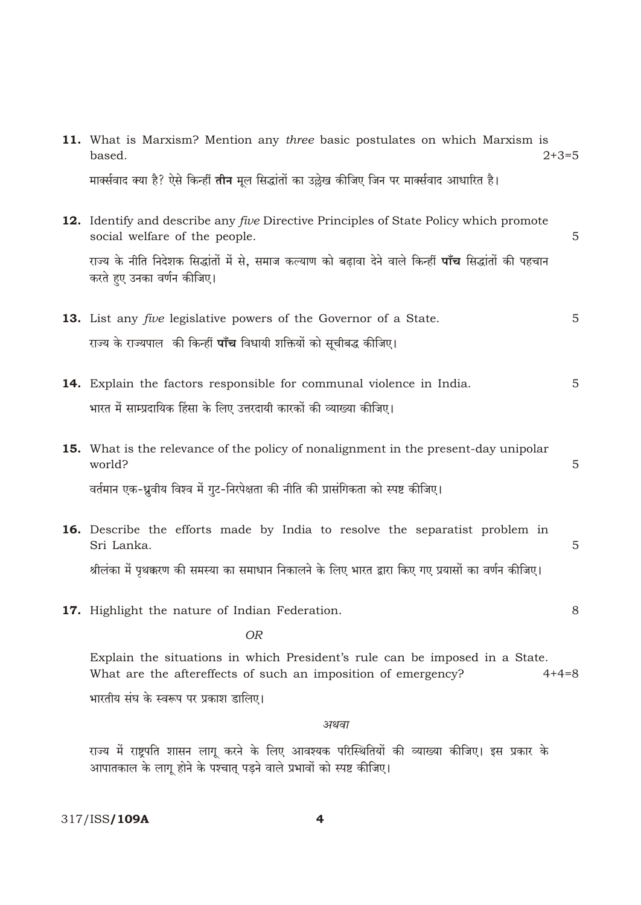**11.** What is Marxism? Mention any *three* basic postulates on which Marxism is based. 2+3=5

मार्क्सवाद क्या है? ऐसे किन्हीं **तीन** मूल सिद्धांतों का उल्लेख कीजिए जिन पर मार्क्सवाद आधारित है।

**12.** Identify and describe any *five* Directive Principles of State Policy which promote social welfare of the people. 5

राज्य के नीति निदेशक सिद्धांतों में से, समाज कल्याण को बढ़ावा देने वाले किन्हीं **पाँच** सिद्धांतों की पहचान करते हुए उनका वर्णन कीजिए।

**13.** List any *five* legislative powers of the Governor of a State. 5

राज्य के राज्यपाल की किन्हीं **पाँच** विधायी शक्तियों को सूचीबद्ध कीजिए।

**14.** Explain the factors responsible for communal violence in India. 5

भारत में साम्प्रदायिक हिंसा के लिए उत्तरदायी कारकों की व्याख्या कीजिए।

**15.** What is the relevance of the policy of nonalignment in the present-day unipolar world? 5

वर्तमान एक-ध्रुवीय विश्व में गुट-निरपेक्षता की नीति की प्रासंगिकता को स्पष्ट कीजिए।

**16.** Describe the efforts made by India to resolve the separatist problem in Sri Lanka. 5

श्रीलंका में पृथक्करण की समस्या का समाधान निकालने के लिए भारत द्वारा किए गए प्रयासों का वर्णन कीजिए।

**17.** Highlight the nature of Indian Federation. 8

*OR*

Explain the situations in which President's rule can be imposed in a State. What are the aftereffects of such an imposition of emergency? 4+4=8

भारतीय संघ के स्वरूप पर प्रकाश डालिए।

*अथवा*

राज्य में राष्ट्रपति शासन लागू करने के लिए आवश्यक परिस्थितियों की व्याख्या कीजिए। इस प्रकार के आपातकाल के लागू होने के पश्चात् पड़ने वाले प्रभावों को स्पष्ट कीजिए।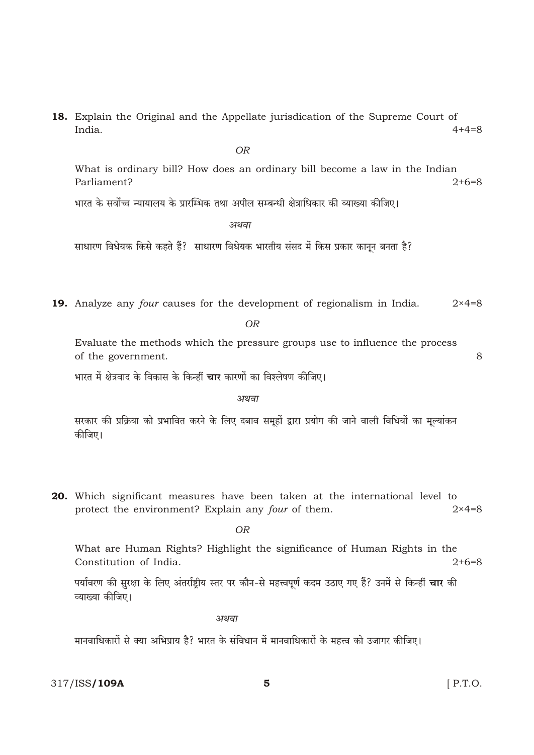18. Explain the Original and the Appellate jurisdication of the Supreme Court of India. 4+4=8

*OR*

What is ordinary bill? How does an ordinary bill become a law in the Indian Parliament? 2+6=8

भारत के सर्वोच्च न्यायालय के प्रारम्भिक तथा अपील सम्बन्धी क्षेत्राधिकार की व्याख्या कीजिए।

*अथवा*

साधारण विधेयक किसे कहते हैं? साधारण विधेयक भारतीय संसद में किस प्रकार कानून बनता है?

19. Analyze any *four* causes for the development of regionalism in India. 2×4=8

*OR*

Evaluate the methods which the pressure groups use to influence the process of the government. 8

भारत में क्षेत्रवाद के विकास के किन्हीं **चार** कारणों का विश्लेषण कीजिए।

*अथवा*

सरकार की प्रक्रिया को प्रभावित करने के लिए दबाव समूहों द्वारा प्रयोग की जाने वाली विधियों का मूल्यांकन कीजिए।

20. Which significant measures have been taken at the international level to protect the environment? Explain any *four* of them. 2×4=8

*OR*

What are Human Rights? Highlight the significance of Human Rights in the Constitution of India. 2+6=8

पर्यावरण की सुरक्षा के लिए अंतर्राष्ट्रीय स्तर पर कौन-से महत्त्वपूर्ण कदम उठाए गए हैं? उनमें से किन्हीं **चार** की व्याख्या कीजिए।

*अथवा*

मानवाधिकारों से क्या अभिप्राय है? भारत के संविधान में मानवाधिकारों के महत्त्व को उजागर कीजिए।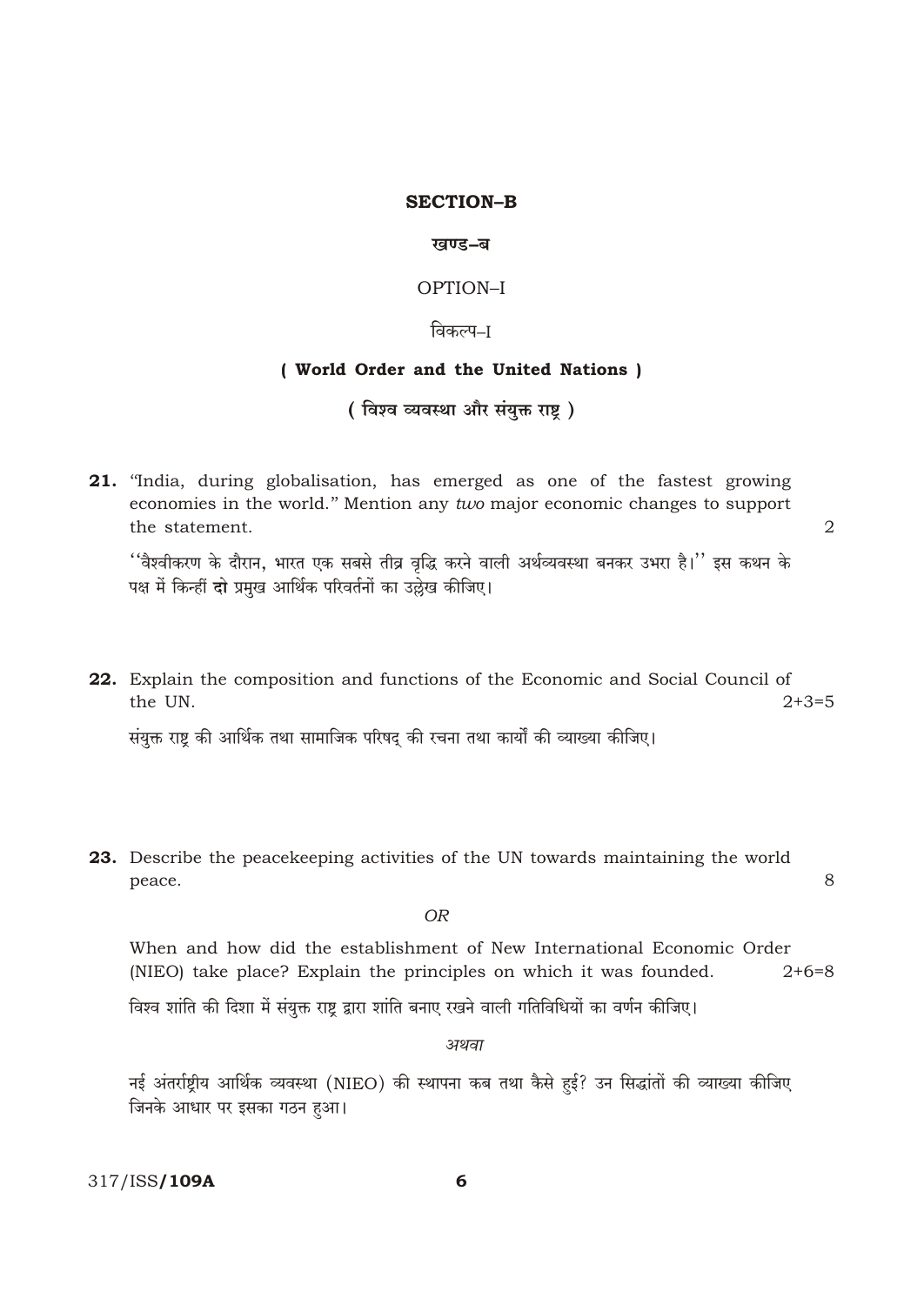## SECTION–B

## खण्ड–ब

### OPTION–I

### विकल्प–I

### ( World Order and the United Nations )

### ( विश्व व्यवस्था और संयुक्त राष्ट्र )

**21.** "India, during globalisation, has emerged as one of the fastest growing economies in the world." Mention any *two* major economic changes to support the statement. 2

''वैश्वीकरण के दौरान, भारत एक सबसे तीव्र वृद्धि करने वाली अर्थव्यवस्था बनकर उभरा है।'' इस कथन के पक्ष में किन्हीं **दो** प्रमुख आर्थिक परिवर्तनों का उल्लेख कीजिए।

**22.** Explain the composition and functions of the Economic and Social Council of the UN. 2+3=5

संयुक्त राष्ट्र की आर्थिक तथा सामाजिक परिषद् की रचना तथा कार्यों की व्याख्या कीजिए।

**23.** Describe the peacekeeping activities of the UN towards maintaining the world peace. 8

*OR*

When and how did the establishment of New International Economic Order (NIEO) take place? Explain the principles on which it was founded. 2+6=8

विश्व शांति की दिशा में संयुक्त राष्ट्र द्वारा शांति बनाए रखने वाली गतिविधियों का वर्णन कीजिए।

*अथवा*

नई अंतर्राष्ट्रीय आर्थिक व्यवस्था (NIEO) की स्थापना कब तथा कैसे हुई? उन सिद्धांतों की व्याख्या कीजिए जिनके आधार पर इसका गठन हुआ।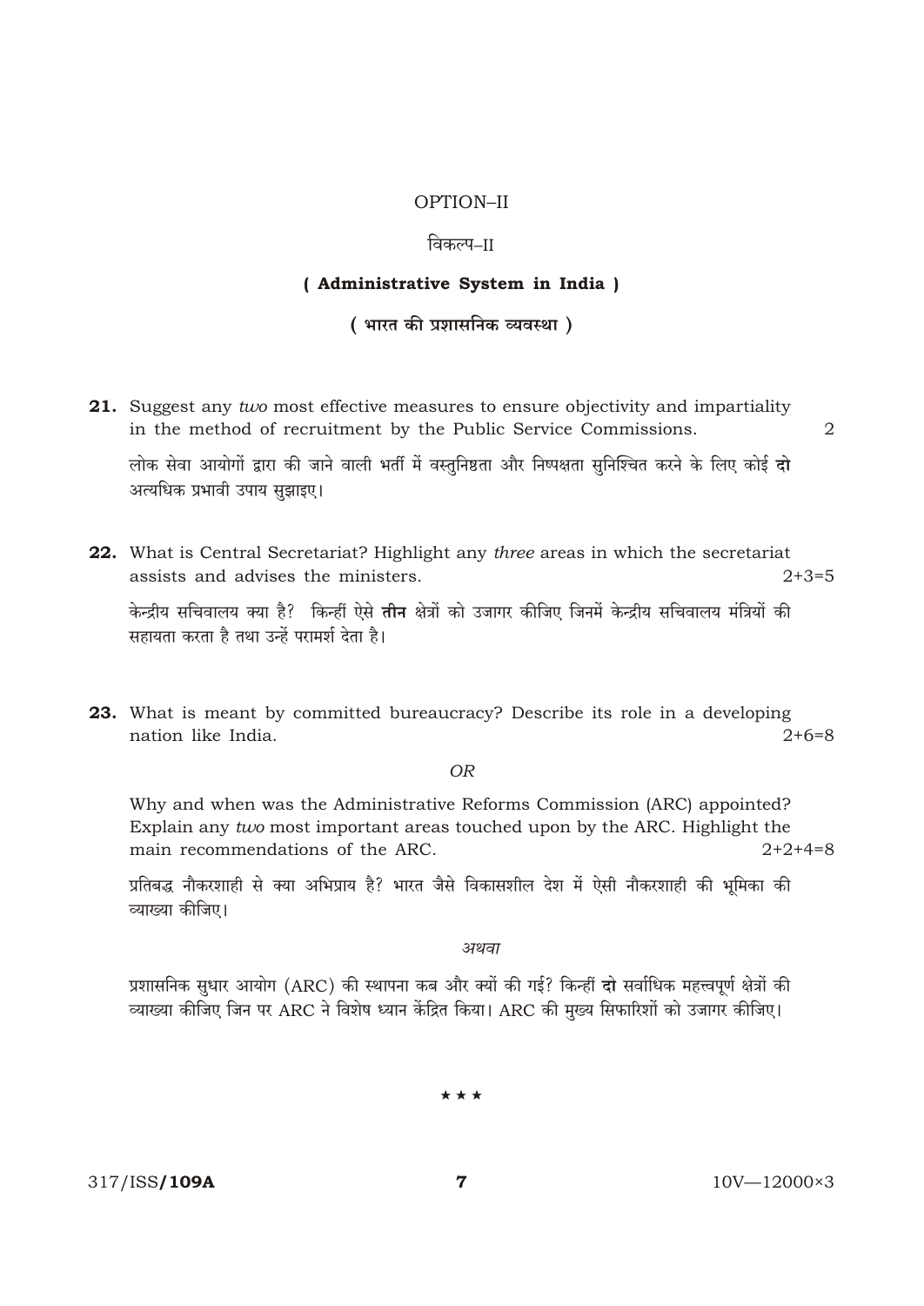## OPTION–II

## विकल्प–II

### ( Administrative System in India )

### ( भारत की प्रशासनिक व्यवस्था )

**21.** Suggest any *two* most effective measures to ensure objectivity and impartiality in the method of recruitment by the Public Service Commissions. 2

लोक सेवा आयोगों द्वारा की जाने वाली भर्ती में वस्तुनिष्ठता और निष्पक्षता सुनिश्चित करने के लिए कोई **दो** अत्यधिक प्रभावी उपाय सुझाइए।

**22.** What is Central Secretariat? Highlight any *three* areas in which the secretariat assists and advises the ministers. 2+3=5

केन्द्रीय सचिवालय क्या है? किन्हीं ऐसे **तीन** क्षेत्रों को उजागर कीजिए जिनमें केन्द्रीय सचिवालय मंत्रियों की सहायता करता है तथा उन्हें परामर्श देता है।

**23.** What is meant by committed bureaucracy? Describe its role in a developing nation like India. 2+6=8

*OR*

Why and when was the Administrative Reforms Commission (ARC) appointed? Explain any *two* most important areas touched upon by the ARC. Highlight the main recommendations of the ARC. 2+2+4=8

प्रतिबद्ध नौकरशाही से क्या अभिप्राय है? भारत जैसे विकासशील देश में ऐसी नौकरशाही की भूमिका की व्याख्या कीजिए।

*अथवा*

प्रशासनिक सुधार आयोग (ARC) की स्थापना कब और क्यों की गई? किन्हीं **दो** सर्वाधिक महत्त्वपूर्ण क्षेत्रों की व्याख्या कीजिए जिन पर ARC ने विशेष ध्यान केंद्रित किया। ARC की मुख्य सिफारिशों को उजागर कीजिए।

★ ★ ★